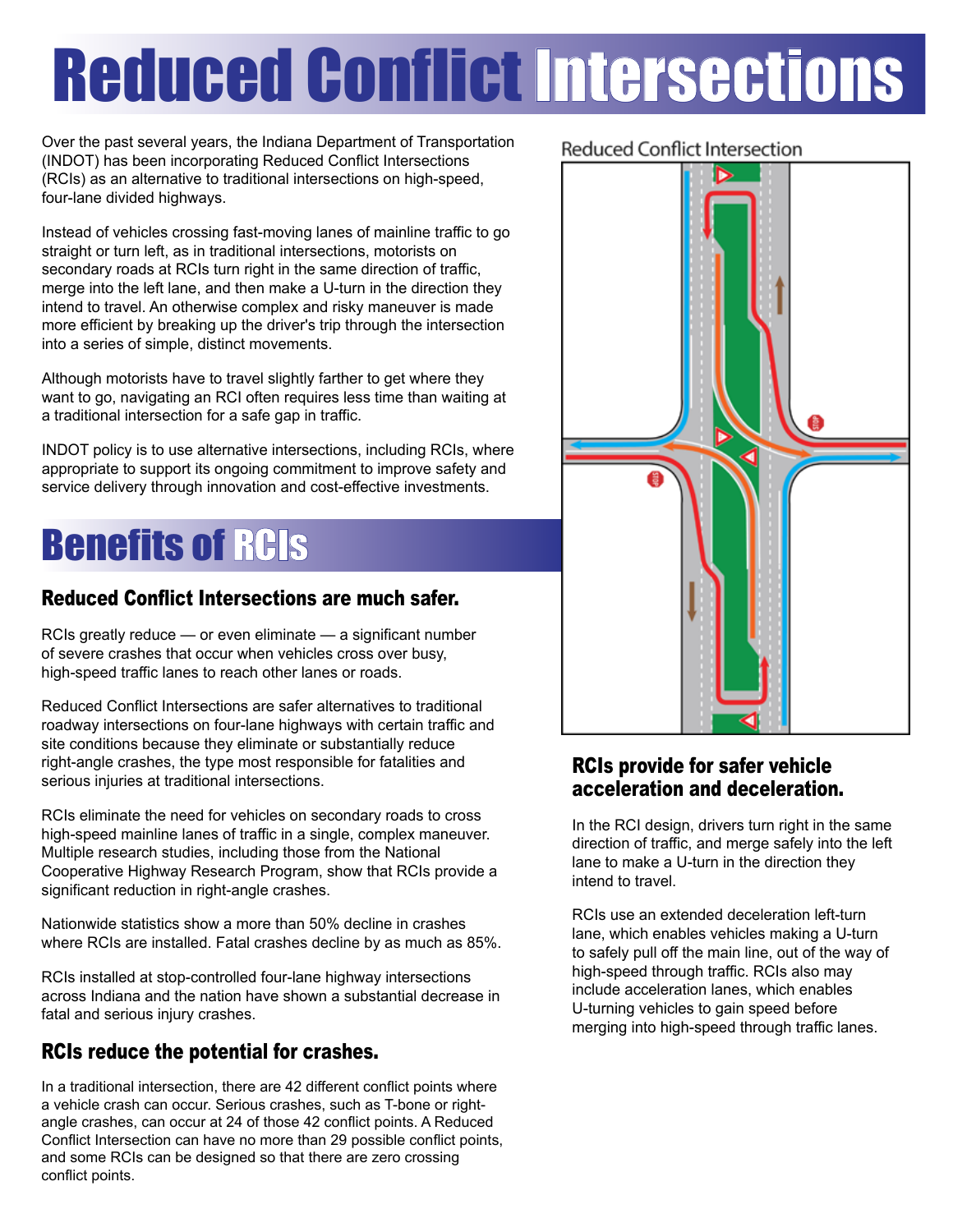# Reduced Conflict Intersections

Over the past several years, the Indiana Department of Transportation (INDOT) has been incorporating Reduced Conflict Intersections (RCIs) as an alternative to traditional intersections on high-speed, four-lane divided highways.

Instead of vehicles crossing fast-moving lanes of mainline traffic to go straight or turn left, as in traditional intersections, motorists on secondary roads at RCIs turn right in the same direction of traffic, merge into the left lane, and then make a U-turn in the direction they intend to travel. An otherwise complex and risky maneuver is made more efficient by breaking up the driver's trip through the intersection into a series of simple, distinct movements.

Although motorists have to travel slightly farther to get where they want to go, navigating an RCI often requires less time than waiting at a traditional intersection for a safe gap in traffic.

INDOT policy is to use alternative intersections, including RCIs, where appropriate to support its ongoing commitment to improve safety and service delivery through innovation and cost-effective investments.

## Benefits of RCIs

### Reduced Conflict Intersections are much safer.

RCIs greatly reduce — or even eliminate — a significant number of severe crashes that occur when vehicles cross over busy, high-speed traffic lanes to reach other lanes or roads.

Reduced Conflict Intersections are safer alternatives to traditional roadway intersections on four-lane highways with certain traffic and site conditions because they eliminate or substantially reduce right-angle crashes, the type most responsible for fatalities and serious injuries at traditional intersections.

RCIs eliminate the need for vehicles on secondary roads to cross high-speed mainline lanes of traffic in a single, complex maneuver. Multiple research studies, including those from the National Cooperative Highway Research Program, show that RCIs provide a significant reduction in right-angle crashes.

Nationwide statistics show a more than 50% decline in crashes where RCIs are installed. Fatal crashes decline by as much as 85%.

RCIs installed at stop-controlled four-lane highway intersections across Indiana and the nation have shown a substantial decrease in fatal and serious injury crashes.

### RCIs reduce the potential for crashes.

In a traditional intersection, there are 42 different conflict points where a vehicle crash can occur. Serious crashes, such as T-bone or right-angle crashes, can occur at 24 of those 42 conflict points. A Reduced Conflict Intersection can have no more than 29 possible conflict points, and some RCIs can be designed so that there are zero crossing conflict points.

Reduced Conflict Intersection

### RCIs provide for safer vehicle acceleration and deceleration.

In the RCI design, drivers turn right in the same direction of traffic, and merge safely into the left lane to make a U-turn in the direction they intend to travel.

RCIs use an extended deceleration left-turn lane, which enables vehicles making a U-turn to safely pull off the main line, out of the way of high-speed through traffic. RCIs also may include acceleration lanes, which enables U-turning vehicles to gain speed before merging into high-speed through traffic lanes.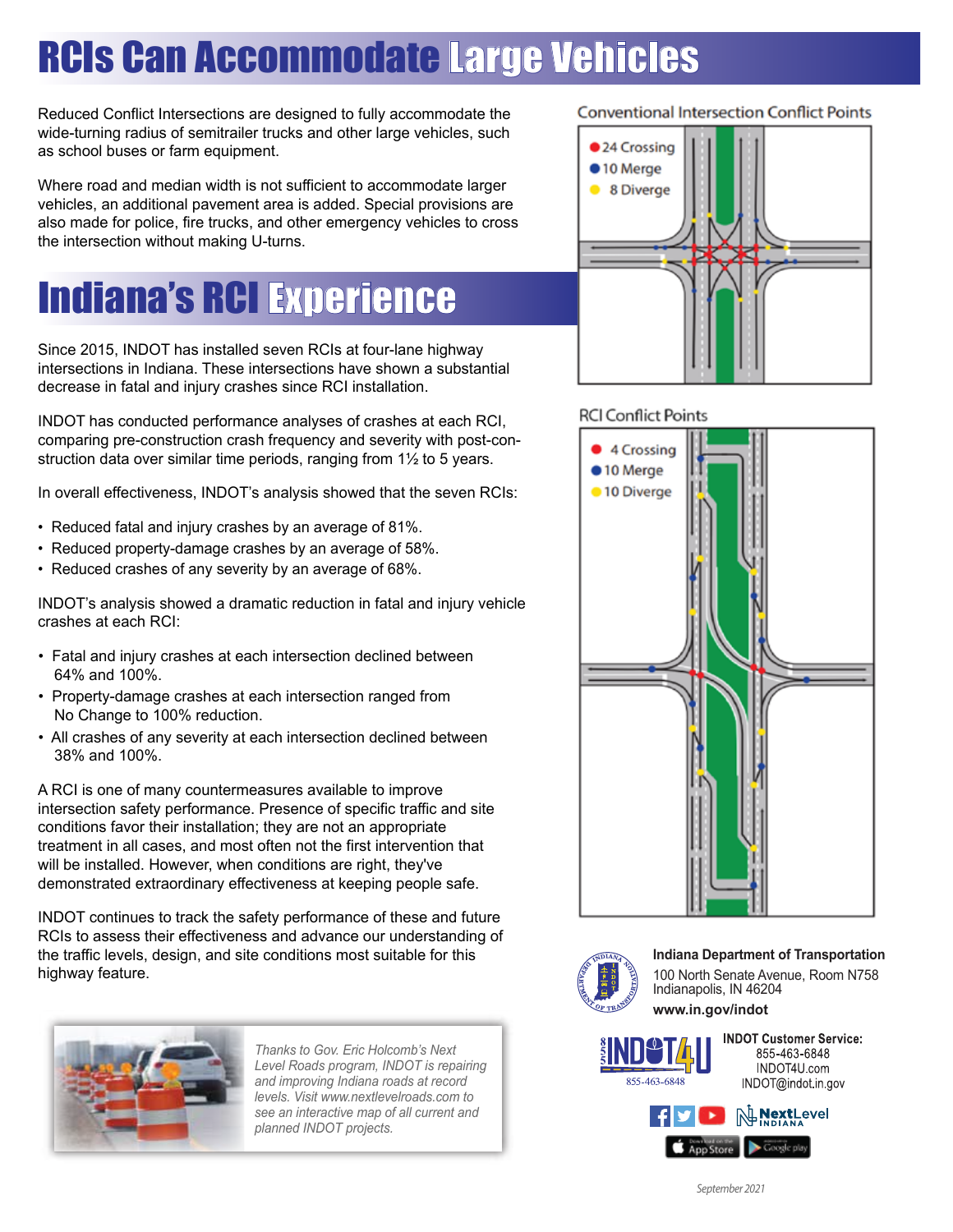# RCIs Can Accommodate Large Vehicles

Reduced Conflict Intersections are designed to fully accommodate the wide-turning radius of semitrailer trucks and other large vehicles, such as school buses or farm equipment.

Where road and median width is not sufficient to accommodate larger vehicles, an additional pavement area is added. Special provisions are also made for police, fire trucks, and other emergency vehicles to cross the intersection without making U-turns.

# Indiana's RCI Experience

Since 2015, INDOT has installed seven RCIs at four-lane highway intersections in Indiana. These intersections have shown a substantial decrease in fatal and injury crashes since RCI installation.

INDOT has conducted performance analyses of crashes at each RCI, comparing pre-construction crash frequency and severity with post-construction data over similar time periods, ranging from 1½ to 5 years.

In overall effectiveness, INDOT's analysis showed that the seven RCIs:

- Reduced fatal and injury crashes by an average of 81%.
- Reduced property-damage crashes by an average of 58%.
- Reduced crashes of any severity by an average of 68%.

INDOT's analysis showed a dramatic reduction in fatal and injury vehicle crashes at each RCI:

- Fatal and injury crashes at each intersection declined between 64% and 100%.
- Property-damage crashes at each intersection ranged from No Change to 100% reduction.
- All crashes of any severity at each intersection declined between 38% and 100%.

A RCI is one of many countermeasures available to improve intersection safety performance. Presence of specific traffic and site conditions favor their installation; they are not an appropriate treatment in all cases, and most often not the first intervention that will be installed. However, when conditions are right, they've demonstrated extraordinary effectiveness at keeping people safe.

INDOT continues to track the safety performance of these and future RCIs to assess their effectiveness and advance our understanding of the traffic levels, design, and site conditions most suitable for this highway feature.

*Thanks to Gov. Eric Holcomb's Next Level Roads program, INDOT is repairing and improving Indiana roads at record levels. Visit www.nextlevelroads.com to see an interactive map of all current and planned INDOT projects.*

Conventional Intersection Conflict Points

24 Crossing
10 Merge
8 Diverge

RCI Conflict Points

4 Crossing
10 Merge
10 Diverge

**Indiana Department of Transportation**
100 North Senate Avenue, Room N758
Indianapolis, IN 46204
**www.in.gov/indot**

INDOT4U
855-463-6848

**INDOT Customer Service:**
855-463-6848
INDOT4U.com
INDOT@indot.in.gov

NextLevel INDIANA

September 2021